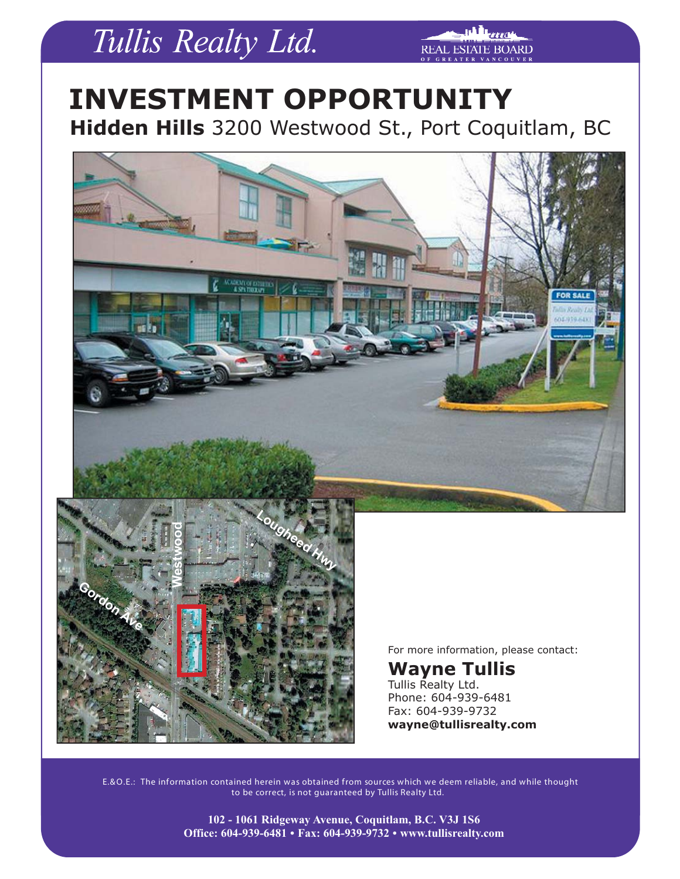# Tullis Realty Ltd.

REAL ESTATE BOARD OF GREATER VANCOUVER

# INVESTMENT OPPORTUNITY

## **Hidden Hills** 3200 Westwood St., Port Coquitlam, BC

For more information, please contact:

**Wayne Tullis**
Tullis Realty Ltd.
Phone: 604-939-6481
Fax: 604-939-9732
**wayne@tullisrealty.com**

E.&O.E.: The information contained herein was obtained from sources which we deem reliable, and while thought to be correct, is not guaranteed by Tullis Realty Ltd.

**102 - 1061 Ridgeway Avenue, Coquitlam, B.C. V3J 1S6**
**Office: 604-939-6481 • Fax: 604-939-9732 • www.tullisrealty.com**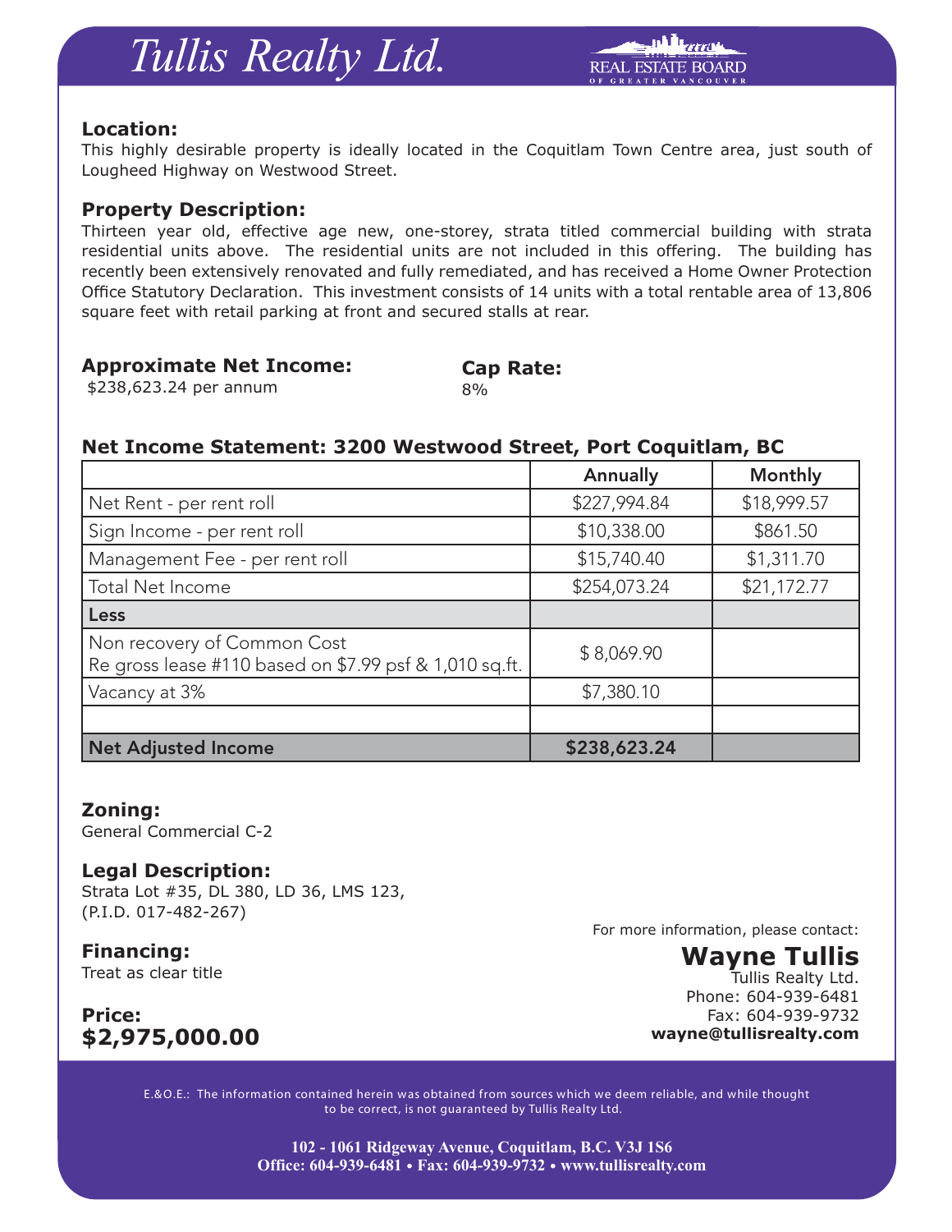# Tullis Realty Ltd.

REAL ESTATE BOARD OF GREATER VANCOUVER

**Location:**

This highly desirable property is ideally located in the Coquitlam Town Centre area, just south of Lougheed Highway on Westwood Street.

**Property Description:**

Thirteen year old, effective age new, one-storey, strata titled commercial building with strata residential units above. The residential units are not included in this offering. The building has recently been extensively renovated and fully remediated, and has received a Home Owner Protection Office Statutory Declaration. This investment consists of 14 units with a total rentable area of 13,806 square feet with retail parking at front and secured stalls at rear.

**Approximate Net Income:**
$238,623.24 per annum

**Cap Rate:**
8%

**Net Income Statement: 3200 Westwood Street, Port Coquitlam, BC**

| | Annually | Monthly |
|---|---|---|
| Net Rent - per rent roll | $227,994.84 | $18,999.57 |
| Sign Income - per rent roll | $10,338.00 | $861.50 |
| Management Fee - per rent roll | $15,740.40 | $1,311.70 |
| Total Net Income | $254,073.24 | $21,172.77 |
| **Less** | | |
| Non recovery of Common Cost Re gross lease #110 based on $7.99 psf & 1,010 sq.ft. | $ 8,069.90 | |
| Vacancy at 3% | $7,380.10 | |
| | | |
| **Net Adjusted Income** | **$238,623.24** | |

**Zoning:**
General Commercial C-2

**Legal Description:**
Strata Lot #35, DL 380, LD 36, LMS 123,
(P.I.D. 017-482-267)

**Financing:**
Treat as clear title

**Price:**
**$2,975,000.00**

For more information, please contact:

**Wayne Tullis**
Tullis Realty Ltd.
Phone: 604-939-6481
Fax: 604-939-9732
**wayne@tullisrealty.com**

E.&O.E.: The information contained herein was obtained from sources which we deem reliable, and while thought to be correct, is not guaranteed by Tullis Realty Ltd.

**102 - 1061 Ridgeway Avenue, Coquitlam, B.C. V3J 1S6**
**Office: 604-939-6481 • Fax: 604-939-9732 • www.tullisrealty.com**